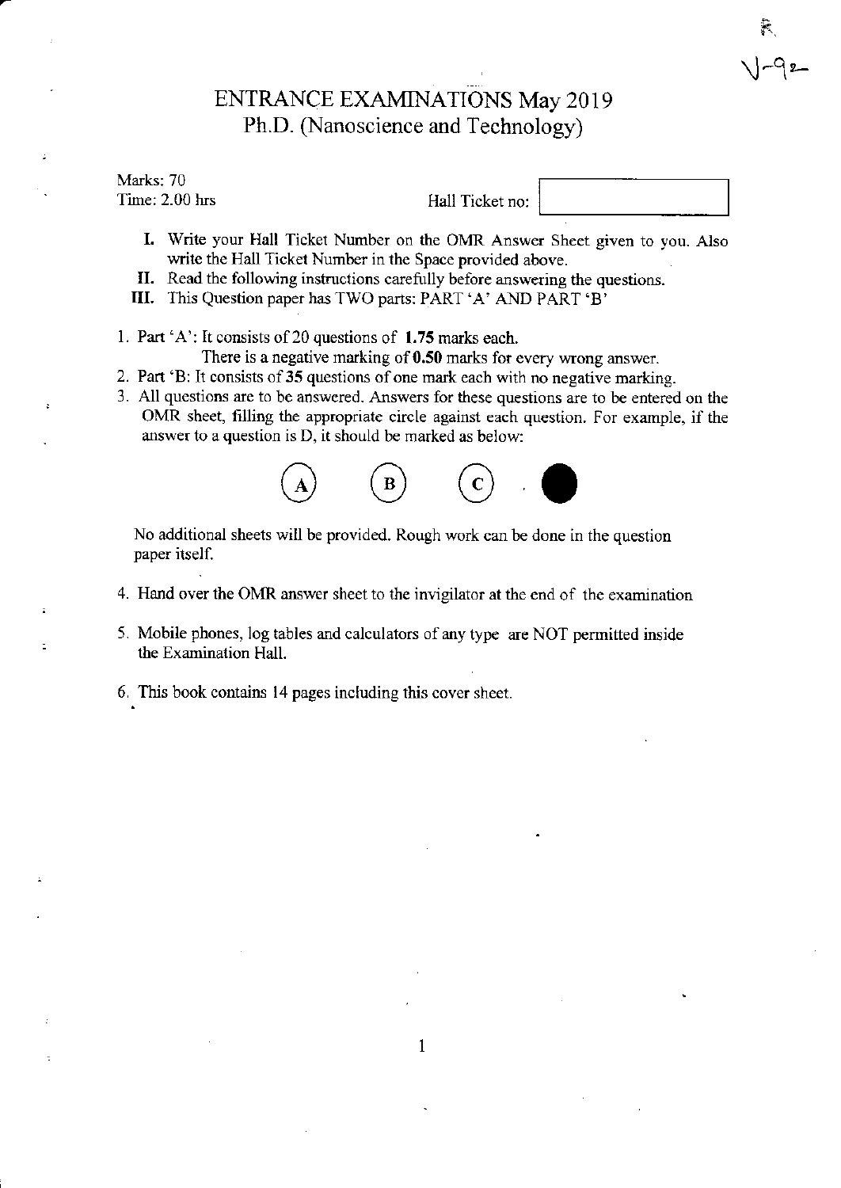# ENTRANCE EXAMINATIONS May 2019
## Ph.D. (Nanoscience and Technology)

Marks: 70
Time: 2.00 hrs

Hall Ticket no:

I. Write your Hall Ticket Number on the OMR Answer Sheet given to you. Also write the Hall Ticket Number in the Space provided above.

II. Read the following instructions carefully before answering the questions.

III. This Question paper has TWO parts: PART 'A' AND PART 'B'

1. Part 'A': It consists of 20 questions of **1.75** marks each.
   There is a negative marking of **0.50** marks for every wrong answer.
2. Part 'B: It consists of **35** questions of one mark each with no negative marking.
3. All questions are to be answered. Answers for these questions are to be entered on the OMR sheet, filling the appropriate circle against each question. For example, if the answer to a question is D, it should be marked as below:

   (A) (B) (C) ●

   No additional sheets will be provided. Rough work can be done in the question paper itself.

4. Hand over the OMR answer sheet to the invigilator at the end of the examination
5. Mobile phones, log tables and calculators of any type are NOT permitted inside the Examination Hall.
6. This book contains 14 pages including this cover sheet.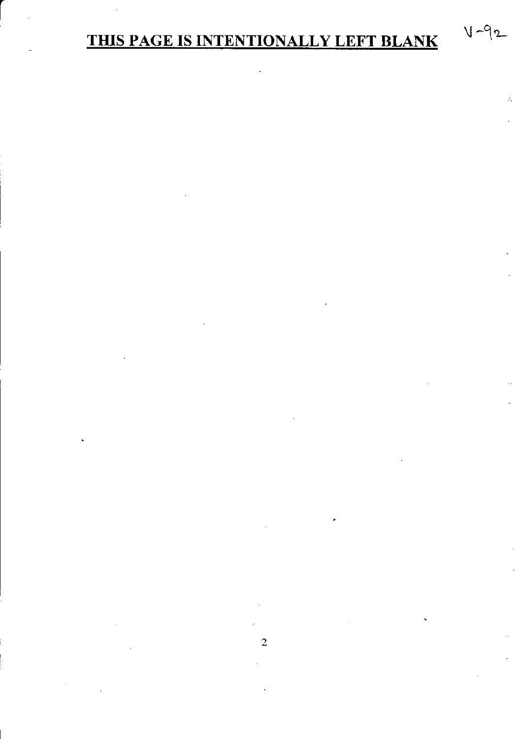**THIS PAGE IS INTENTIONALLY LEFT BLANK**

V-92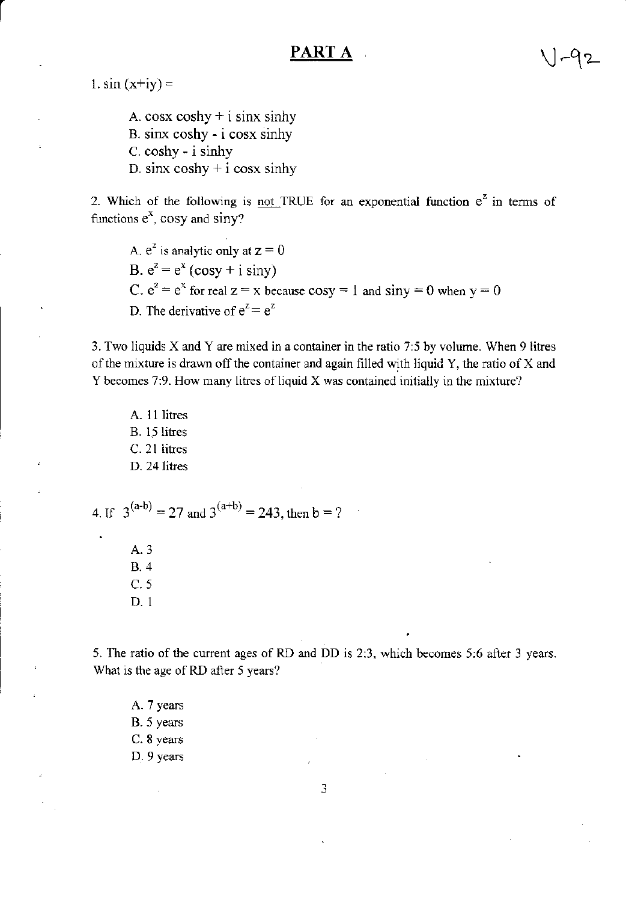## PART A

1. $\sin(x+iy) =$

A. $\cos x \cosh y + i \sin x \sinh y$
B. $\sin x \cosh y - i \cos x \sinh y$
C. $\cosh y - i \sinh y$
D. $\sin x \cosh y + i \cos x \sinh y$

2. Which of the following is not TRUE for an exponential function $e^z$ in terms of functions $e^x$, $\cos y$ and $\sin y$?

A. $e^z$ is analytic only at $z = 0$
B. $e^z = e^x (\cos y + i \sin y)$
C. $e^z = e^x$ for real $z = x$ because $\cos y = 1$ and $\sin y = 0$ when $y = 0$
D. The derivative of $e^z = e^z$

3. Two liquids X and Y are mixed in a container in the ratio 7:5 by volume. When 9 litres of the mixture is drawn off the container and again filled with liquid Y, the ratio of X and Y becomes 7:9. How many litres of liquid X was contained initially in the mixture?

A. 11 litres
B. 15 litres
C. 21 litres
D. 24 litres

4. If $3^{(a-b)} = 27$ and $3^{(a+b)} = 243$, then $b = ?$

A. 3
B. 4
C. 5
D. 1

5. The ratio of the current ages of RD and DD is 2:3, which becomes 5:6 after 3 years. What is the age of RD after 5 years?

A. 7 years
B. 5 years
C. 8 years
D. 9 years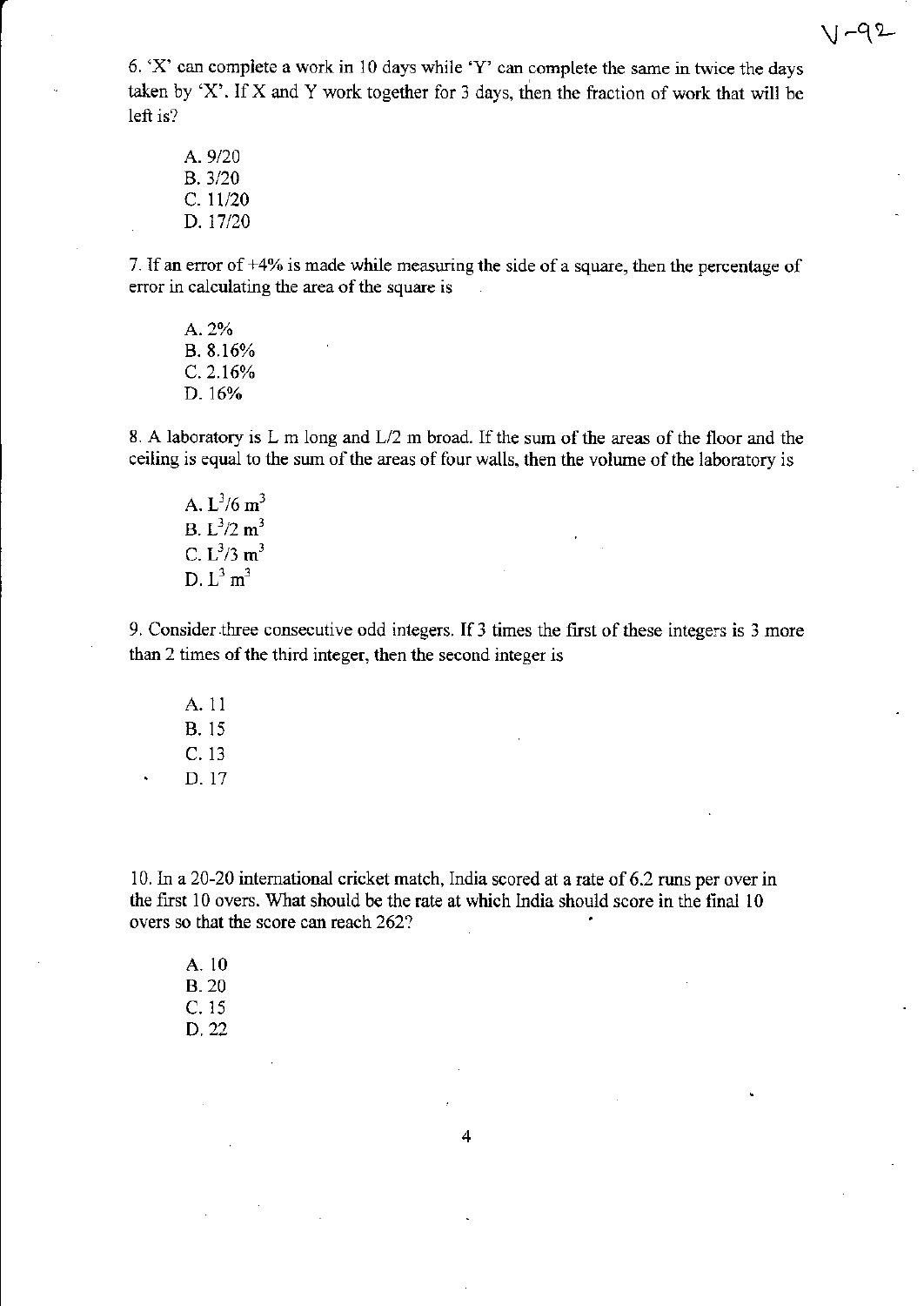6. 'X' can complete a work in 10 days while 'Y' can complete the same in twice the days taken by 'X'. If X and Y work together for 3 days, then the fraction of work that will be left is?

A. 9/20
B. 3/20
C. 11/20
D. 17/20

7. If an error of +4% is made while measuring the side of a square, then the percentage of error in calculating the area of the square is

A. 2%
B. 8.16%
C. 2.16%
D. 16%

8. A laboratory is L m long and L/2 m broad. If the sum of the areas of the floor and the ceiling is equal to the sum of the areas of four walls, then the volume of the laboratory is

A. $L^3/6\ m^3$
B. $L^3/2\ m^3$
C. $L^3/3\ m^3$
D. $L^3\ m^3$

9. Consider three consecutive odd integers. If 3 times the first of these integers is 3 more than 2 times of the third integer, then the second integer is

A. 11
B. 15
C. 13
D. 17

10. In a 20-20 international cricket match, India scored at a rate of 6.2 runs per over in the first 10 overs. What should be the rate at which India should score in the final 10 overs so that the score can reach 262?

A. 10
B. 20
C. 15
D. 22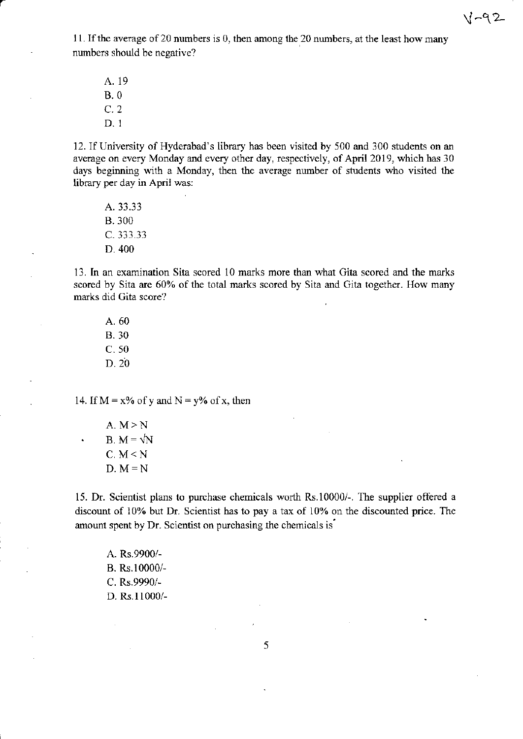11. If the average of 20 numbers is 0, then among the 20 numbers, at the least how many numbers should be negative?

A. 19
B. 0
C. 2
D. 1

12. If University of Hyderabad's library has been visited by 500 and 300 students on an average on every Monday and every other day, respectively, of April 2019, which has 30 days beginning with a Monday, then the average number of students who visited the library per day in April was:

A. 33.33
B. 300
C. 333.33
D. 400

13. In an examination Sita scored 10 marks more than what Gita scored and the marks scored by Sita are 60% of the total marks scored by Sita and Gita together. How many marks did Gita score?

A. 60
B. 30
C. 50
D. 20

14. If M = x% of y and N = y% of x, then

A. $M > N$
B. $M = \sqrt{N}$
C. $M < N$
D. $M = N$

15. Dr. Scientist plans to purchase chemicals worth Rs.10000/-. The supplier offered a discount of 10% but Dr. Scientist has to pay a tax of 10% on the discounted price. The amount spent by Dr. Scientist on purchasing the chemicals is

A. Rs.9900/-
B. Rs.10000/-
C. Rs.9990/-
D. Rs.11000/-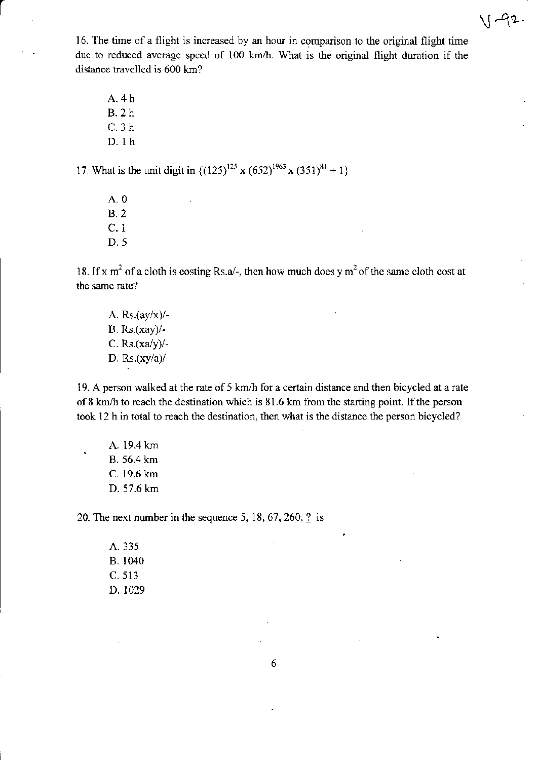16. The time of a flight is increased by an hour in comparison to the original flight time due to reduced average speed of 100 km/h. What is the original flight duration if the distance travelled is 600 km?

A. 4 h
B. 2 h
C. 3 h
D. 1 h

17. What is the unit digit in $\{(125)^{125} \times (652)^{1963} \times (351)^{81} + 1\}$

A. 0
B. 2
C. 1
D. 5

18. If x $m^2$ of a cloth is costing Rs.a/-, then how much does y $m^2$ of the same cloth cost at the same rate?

A. Rs.(ay/x)/-
B. Rs.(xay)/-
C. Rs.(xa/y)/-
D. Rs.(xy/a)/-

19. A person walked at the rate of 5 km/h for a certain distance and then bicycled at a rate of 8 km/h to reach the destination which is 81.6 km from the starting point. If the person took 12 h in total to reach the destination, then what is the distance the person bicycled?

A. 19.4 km
B. 56.4 km
C. 19.6 km
D. 57.6 km

20. The next number in the sequence 5, 18, 67, 260, ? is

A. 335
B. 1040
C. 513
D. 1029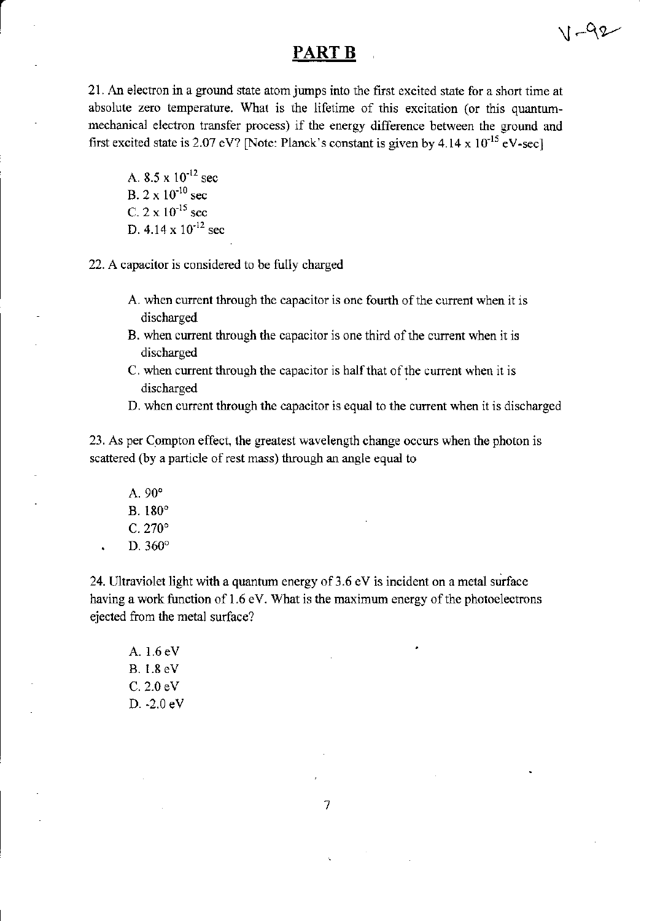## PART B

21. An electron in a ground state atom jumps into the first excited state for a short time at absolute zero temperature. What is the lifetime of this excitation (or this quantum-mechanical electron transfer process) if the energy difference between the ground and first excited state is 2.07 eV? [Note: Planck's constant is given by $4.14 \times 10^{-15}$ eV-sec]

A. $8.5 \times 10^{-12}$ sec
B. $2 \times 10^{-10}$ sec
C. $2 \times 10^{-15}$ sec
D. $4.14 \times 10^{-12}$ sec

22. A capacitor is considered to be fully charged

A. when current through the capacitor is one fourth of the current when it is discharged
B. when current through the capacitor is one third of the current when it is discharged
C. when current through the capacitor is half that of the current when it is discharged
D. when current through the capacitor is equal to the current when it is discharged

23. As per Compton effect, the greatest wavelength change occurs when the photon is scattered (by a particle of rest mass) through an angle equal to

A. 90°
B. 180°
C. 270°
D. 360°

24. Ultraviolet light with a quantum energy of 3.6 eV is incident on a metal surface having a work function of 1.6 eV. What is the maximum energy of the photoelectrons ejected from the metal surface?

A. 1.6 eV
B. 1.8 eV
C. 2.0 eV
D. -2.0 eV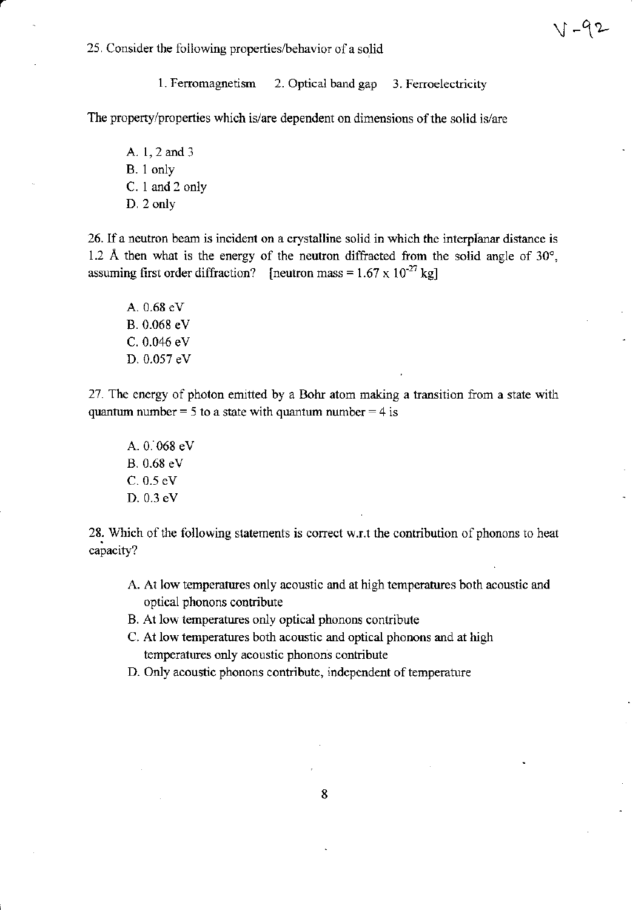25. Consider the following properties/behavior of a solid

1. Ferromagnetism  2. Optical band gap  3. Ferroelectricity

The property/properties which is/are dependent on dimensions of the solid is/are

A. 1, 2 and 3
B. 1 only
C. 1 and 2 only
D. 2 only

26. If a neutron beam is incident on a crystalline solid in which the interplanar distance is 1.2 Å then what is the energy of the neutron diffracted from the solid angle of 30°, assuming first order diffraction? [neutron mass = $1.67 \times 10^{-27}$ kg]

A. 0.68 eV
B. 0.068 eV
C. 0.046 eV
D. 0.057 eV

27. The energy of photon emitted by a Bohr atom making a transition from a state with quantum number = 5 to a state with quantum number = 4 is

A. 0.068 eV
B. 0.68 eV
C. 0.5 eV
D. 0.3 eV

28. Which of the following statements is correct w.r.t the contribution of phonons to heat capacity?

A. At low temperatures only acoustic and at high temperatures both acoustic and optical phonons contribute
B. At low temperatures only optical phonons contribute
C. At low temperatures both acoustic and optical phonons and at high temperatures only acoustic phonons contribute
D. Only acoustic phonons contribute, independent of temperature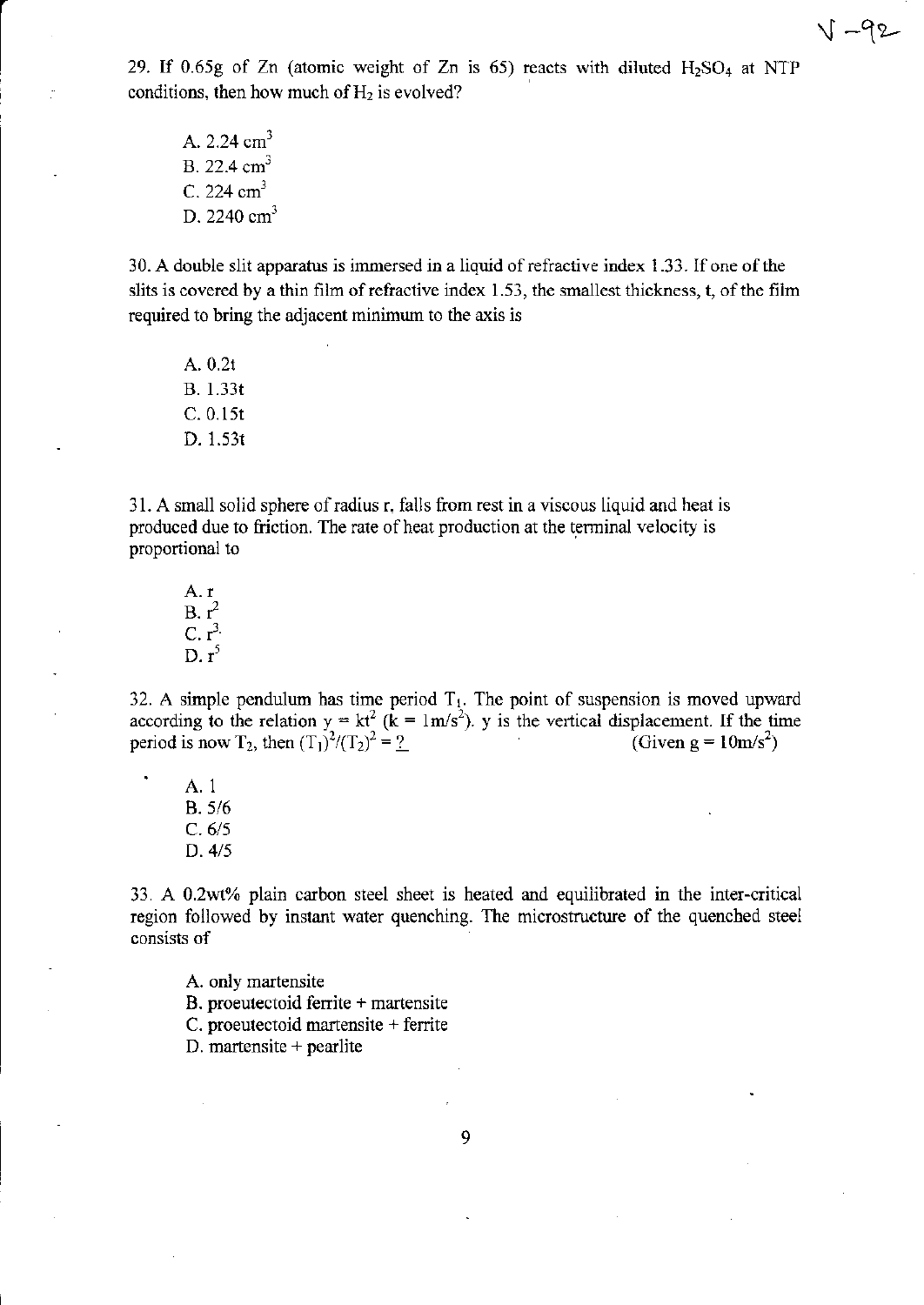29. If 0.65g of Zn (atomic weight of Zn is 65) reacts with diluted $H_2SO_4$ at NTP conditions, then how much of $H_2$ is evolved?

A. 2.24 $cm^3$
B. 22.4 $cm^3$
C. 224 $cm^3$
D. 2240 $cm^3$

30. A double slit apparatus is immersed in a liquid of refractive index 1.33. If one of the slits is covered by a thin film of refractive index 1.53, the smallest thickness, t, of the film required to bring the adjacent minimum to the axis is

A. 0.2t
B. 1.33t
C. 0.15t
D. 1.53t

31. A small solid sphere of radius r, falls from rest in a viscous liquid and heat is produced due to friction. The rate of heat production at the terminal velocity is proportional to

A. r
B. $r^2$
C. $r^3$
D. $r^5$

32. A simple pendulum has time period $T_1$. The point of suspension is moved upward according to the relation $y = kt^2$ ($k = 1m/s^2$). y is the vertical displacement. If the time period is now $T_2$, then $(T_1)^2/(T_2)^2$ = ? (Given $g = 10m/s^2$)

A. 1
B. 5/6
C. 6/5
D. 4/5

33. A 0.2wt% plain carbon steel sheet is heated and equilibrated in the inter-critical region followed by instant water quenching. The microstructure of the quenched steel consists of

A. only martensite
B. proeutectoid ferrite + martensite
C. proeutectoid martensite + ferrite
D. martensite + pearlite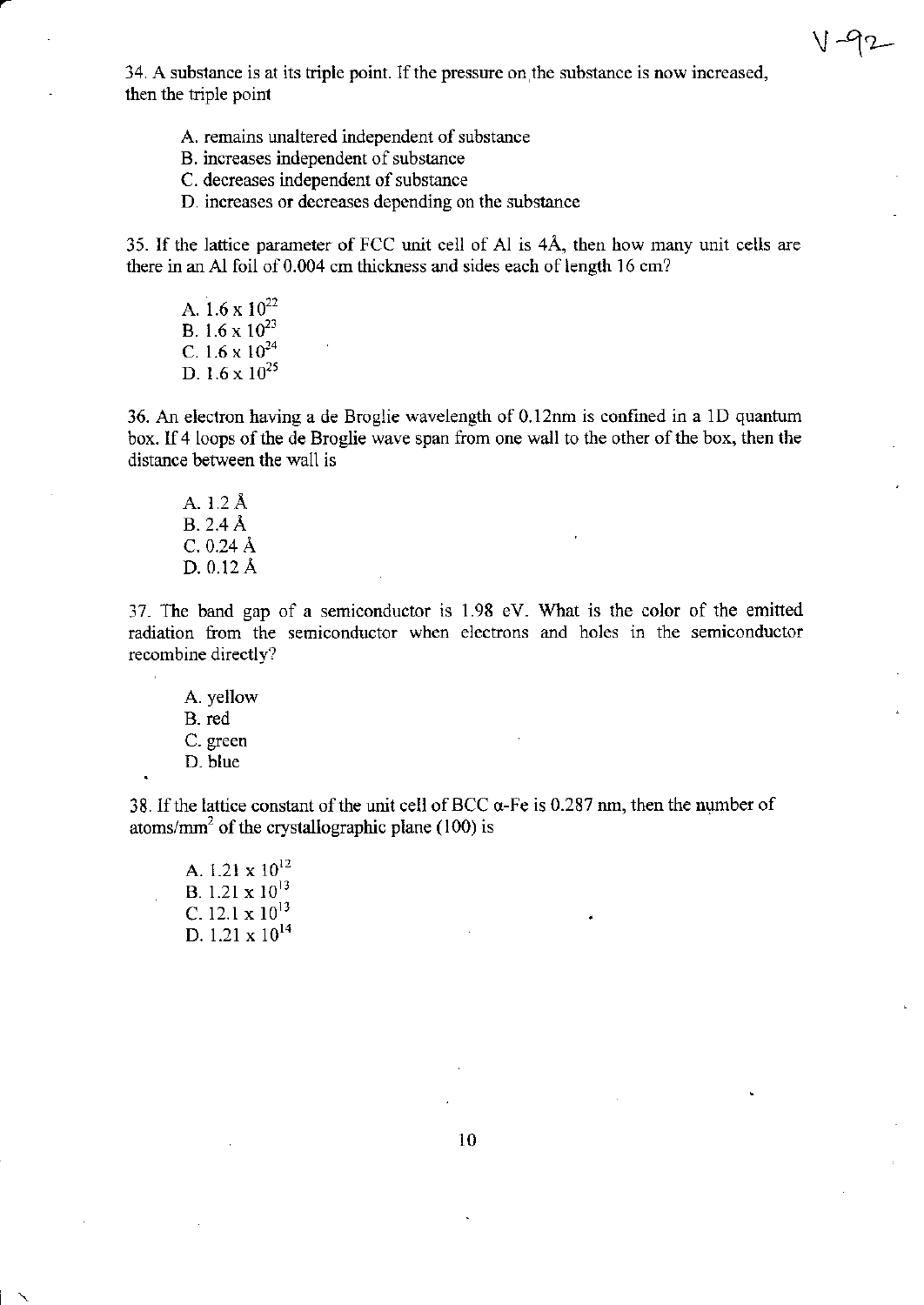34. A substance is at its triple point. If the pressure on the substance is now increased, then the triple point

A. remains unaltered independent of substance
B. increases independent of substance
C. decreases independent of substance
D. increases or decreases depending on the substance

35. If the lattice parameter of FCC unit cell of Al is 4Å, then how many unit cells are there in an Al foil of 0.004 cm thickness and sides each of length 16 cm?

A. $1.6 \times 10^{22}$
B. $1.6 \times 10^{23}$
C. $1.6 \times 10^{24}$
D. $1.6 \times 10^{25}$

36. An electron having a de Broglie wavelength of 0.12nm is confined in a 1D quantum box. If 4 loops of the de Broglie wave span from one wall to the other of the box, then the distance between the wall is

A. 1.2 Å
B. 2.4 Å
C. 0.24 Å
D. 0.12 Å

37. The band gap of a semiconductor is 1.98 eV. What is the color of the emitted radiation from the semiconductor when electrons and holes in the semiconductor recombine directly?

A. yellow
B. red
C. green
D. blue

38. If the lattice constant of the unit cell of BCC α-Fe is 0.287 nm, then the number of atoms/$mm^2$ of the crystallographic plane (100) is

A. $1.21 \times 10^{12}$
B. $1.21 \times 10^{13}$
C. $12.1 \times 10^{13}$
D. $1.21 \times 10^{14}$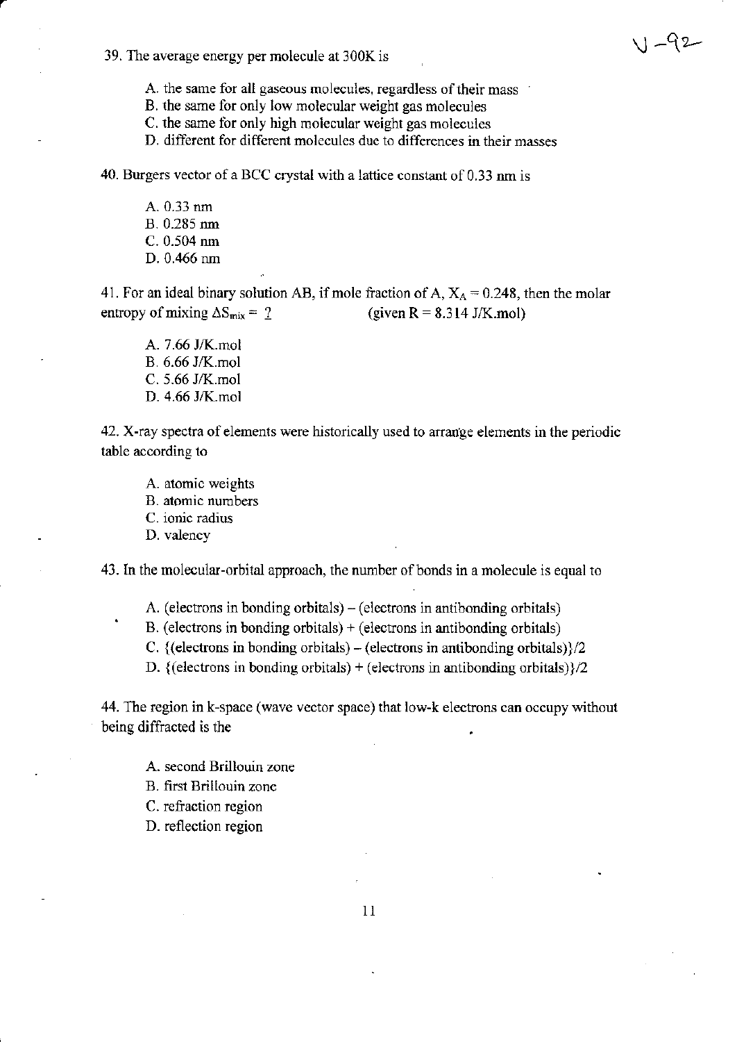V-92

39. The average energy per molecule at 300K is

A. the same for all gaseous molecules, regardless of their mass
B. the same for only low molecular weight gas molecules
C. the same for only high molecular weight gas molecules
D. different for different molecules due to differences in their masses

40. Burgers vector of a BCC crystal with a lattice constant of 0.33 nm is

A. 0.33 nm
B. 0.285 nm
C. 0.504 nm
D. 0.466 nm

41. For an ideal binary solution AB, if mole fraction of A, $X_A = 0.248$, then the molar entropy of mixing $\Delta S_{mix} = ?$ (given R = 8.314 J/K.mol)

A. 7.66 J/K.mol
B. 6.66 J/K.mol
C. 5.66 J/K.mol
D. 4.66 J/K.mol

42. X-ray spectra of elements were historically used to arrange elements in the periodic table according to

A. atomic weights
B. atomic numbers
C. ionic radius
D. valency

43. In the molecular-orbital approach, the number of bonds in a molecule is equal to

A. (electrons in bonding orbitals) – (electrons in antibonding orbitals)
B. (electrons in bonding orbitals) + (electrons in antibonding orbitals)
C. {(electrons in bonding orbitals) – (electrons in antibonding orbitals)}/2
D. {(electrons in bonding orbitals) + (electrons in antibonding orbitals)}/2

44. The region in k-space (wave vector space) that low-k electrons can occupy without being diffracted is the

A. second Brillouin zone
B. first Brillouin zone
C. refraction region
D. reflection region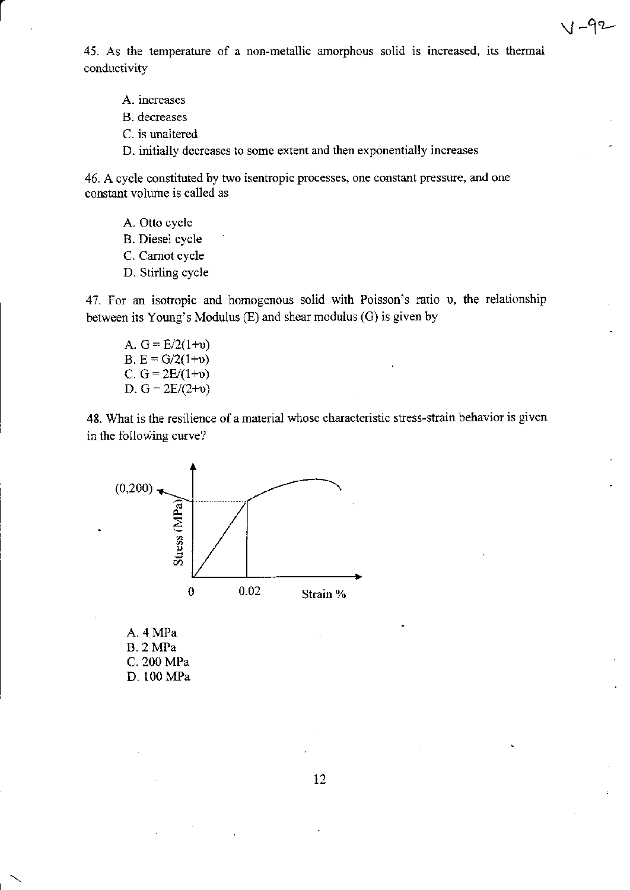45. As the temperature of a non-metallic amorphous solid is increased, its thermal conductivity

A. increases
B. decreases
C. is unaltered
D. initially decreases to some extent and then exponentially increases

46. A cycle constituted by two isentropic processes, one constant pressure, and one constant volume is called as

A. Otto cycle
B. Diesel cycle
C. Carnot cycle
D. Stirling cycle

47. For an isotropic and homogenous solid with Poisson's ratio $\upsilon$, the relationship between its Young's Modulus (E) and shear modulus (G) is given by

A. $G = E/2(1+\upsilon)$
B. $E = G/2(1+\upsilon)$
C. $G = 2E/(1+\upsilon)$
D. $G = 2E/(2+\upsilon)$

48. What is the resilience of a material whose characteristic stress-strain behavior is given in the following curve?

(0,200)

Stress (MPa)

0 0.02 Strain %

A. 4 MPa
B. 2 MPa
C. 200 MPa
D. 100 MPa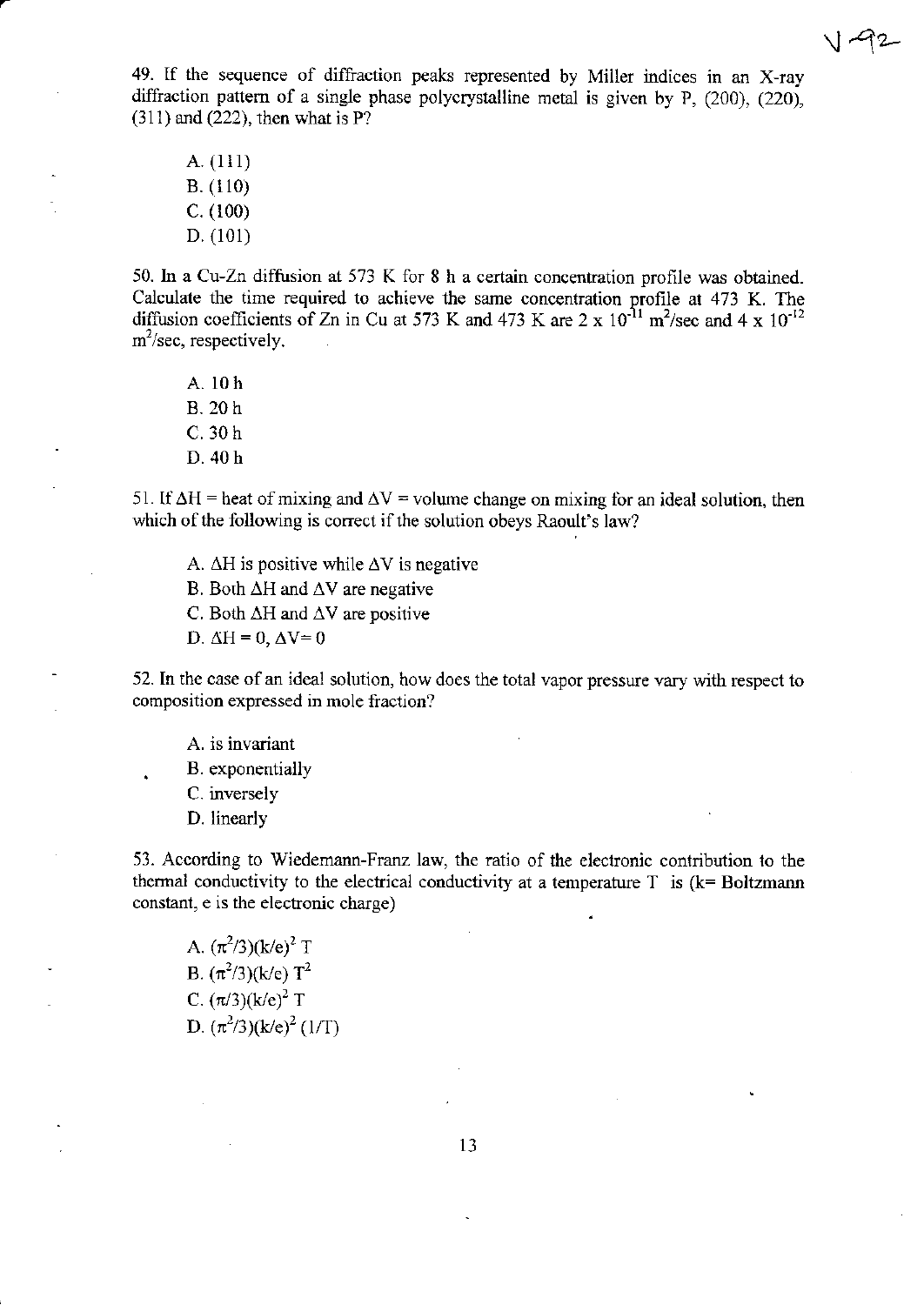49. If the sequence of diffraction peaks represented by Miller indices in an X-ray diffraction pattern of a single phase polycrystalline metal is given by P, (200), (220), (311) and (222), then what is P?

A. (111)
B. (110)
C. (100)
D. (101)

50. In a Cu-Zn diffusion at 573 K for 8 h a certain concentration profile was obtained. Calculate the time required to achieve the same concentration profile at 473 K. The diffusion coefficients of Zn in Cu at 573 K and 473 K are $2 \times 10^{-11}$ $m^2$/sec and $4 \times 10^{-12}$ $m^2$/sec, respectively.

A. 10 h
B. 20 h
C. 30 h
D. 40 h

51. If $\Delta H$ = heat of mixing and $\Delta V$ = volume change on mixing for an ideal solution, then which of the following is correct if the solution obeys Raoult's law?

A. $\Delta H$ is positive while $\Delta V$ is negative
B. Both $\Delta H$ and $\Delta V$ are negative
C. Both $\Delta H$ and $\Delta V$ are positive
D. $\Delta H = 0$, $\Delta V = 0$

52. In the case of an ideal solution, how does the total vapor pressure vary with respect to composition expressed in mole fraction?

A. is invariant
B. exponentially
C. inversely
D. linearly

53. According to Wiedemann-Franz law, the ratio of the electronic contribution to the thermal conductivity to the electrical conductivity at a temperature T is (k= Boltzmann constant, e is the electronic charge)

A. $(\pi^2/3)(k/e)^2\, T$
B. $(\pi^2/3)(k/e)\, T^2$
C. $(\pi/3)(k/e)^2\, T$
D. $(\pi^2/3)(k/e)^2\, (1/T)$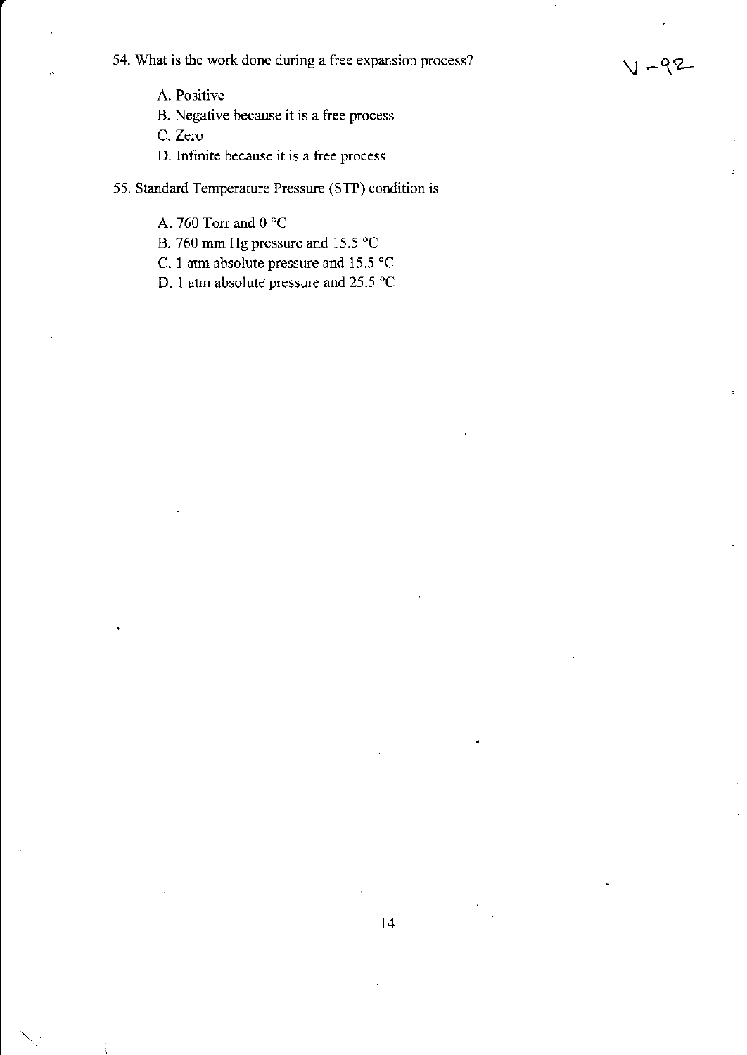V-92

54. What is the work done during a free expansion process?

A. Positive

B. Negative because it is a free process

C. Zero

D. Infinite because it is a free process

55. Standard Temperature Pressure (STP) condition is

A. 760 Torr and 0 °C

B. 760 mm Hg pressure and 15.5 °C

C. 1 atm absolute pressure and 15.5 °C

D. 1 atm absolute pressure and 25.5 °C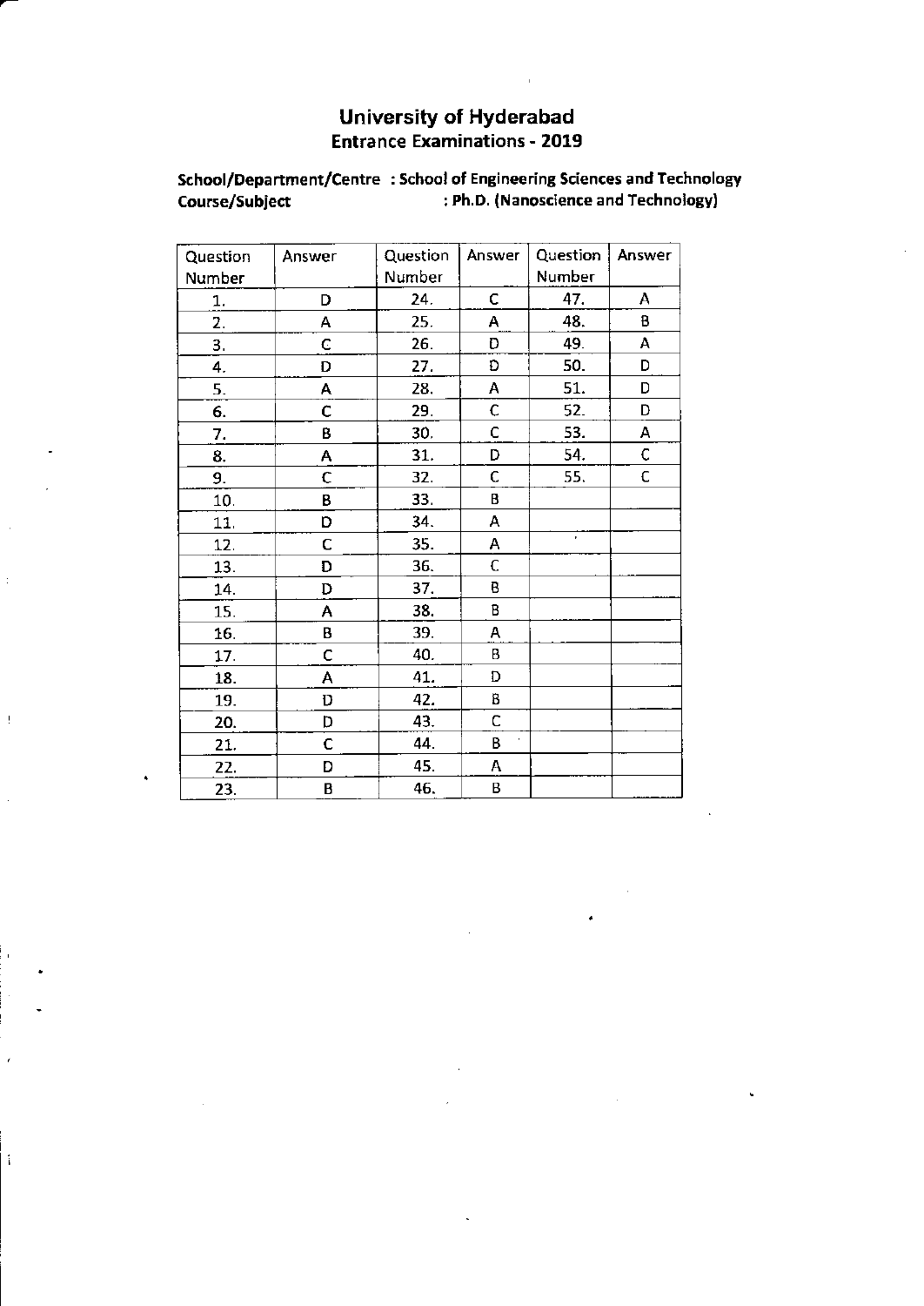# University of Hyderabad
## Entrance Examinations - 2019

**School/Department/Centre : School of Engineering Sciences and Technology**
**Course/Subject : Ph.D. (Nanoscience and Technology)**

| Question Number | Answer | Question Number | Answer | Question Number | Answer |
|---|---|---|---|---|---|
| 1. | D | 24. | C | 47. | A |
| 2. | A | 25. | A | 48. | B |
| 3. | C | 26. | D | 49. | A |
| 4. | D | 27. | D | 50. | D |
| 5. | A | 28. | A | 51. | D |
| 6. | C | 29. | C | 52. | D |
| 7. | B | 30. | C | 53. | A |
| 8. | A | 31. | D | 54. | C |
| 9. | C | 32. | C | 55. | C |
| 10. | B | 33. | B | | |
| 11. | D | 34. | A | | |
| 12. | C | 35. | A | | |
| 13. | D | 36. | C | | |
| 14. | D | 37. | B | | |
| 15. | A | 38. | B | | |
| 16. | B | 39. | A | | |
| 17. | C | 40. | B | | |
| 18. | A | 41. | D | | |
| 19. | D | 42. | B | | |
| 20. | D | 43. | C | | |
| 21. | C | 44. | B | | |
| 22. | D | 45. | A | | |
| 23. | B | 46. | B | | |